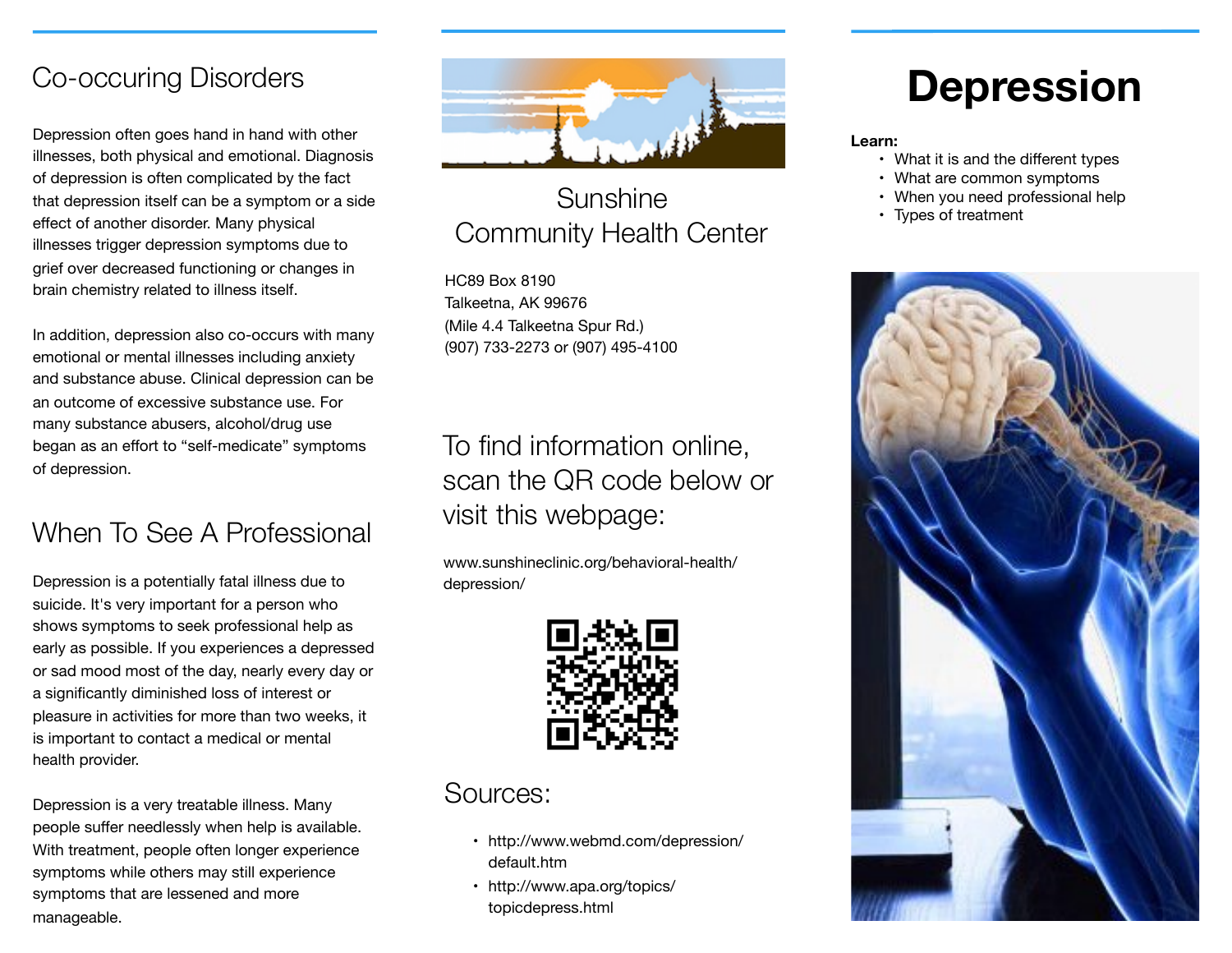## Co-occuring Disorders

Depression often goes hand in hand with other illnesses, both physical and emotional. Diagnosis of depression is often complicated by the fact that depression itself can be a symptom or a side effect of another disorder. Many physical illnesses trigger depression symptoms due to grief over decreased functioning or changes in brain chemistry related to illness itself.

In addition, depression also co-occurs with many emotional or mental illnesses including anxiety and substance abuse. Clinical depression can be an outcome of excessive substance use. For many substance abusers, alcohol/drug use began as an effort to "self-medicate" symptoms of depression.

## When To See A Professional

Depression is a potentially fatal illness due to suicide. It's very important for a person who shows symptoms to seek professional help as early as possible. If you experiences a depressed or sad mood most of the day, nearly every day or a significantly diminished loss of interest or pleasure in activities for more than two weeks, it is important to contact a medical or mental health provider.

Depression is a very treatable illness. Many people suffer needlessly when help is available. With treatment, people often longer experience symptoms while others may still experience symptoms that are lessened and more manageable.

## Sunshine Community Health Center

HC89 Box 8190
Talkeetna, AK 99676
(Mile 4.4 Talkeetna Spur Rd.)
(907) 733-2273 or (907) 495-4100

## To find information online, scan the QR code below or visit this webpage:

www.sunshineclinic.org/behavioral-health/depression/

## Sources:

- http://www.webmd.com/depression/default.htm
- http://www.apa.org/topics/topicdepress.html

# Depression

**Learn:**

- What it is and the different types
- What are common symptoms
- When you need professional help
- Types of treatment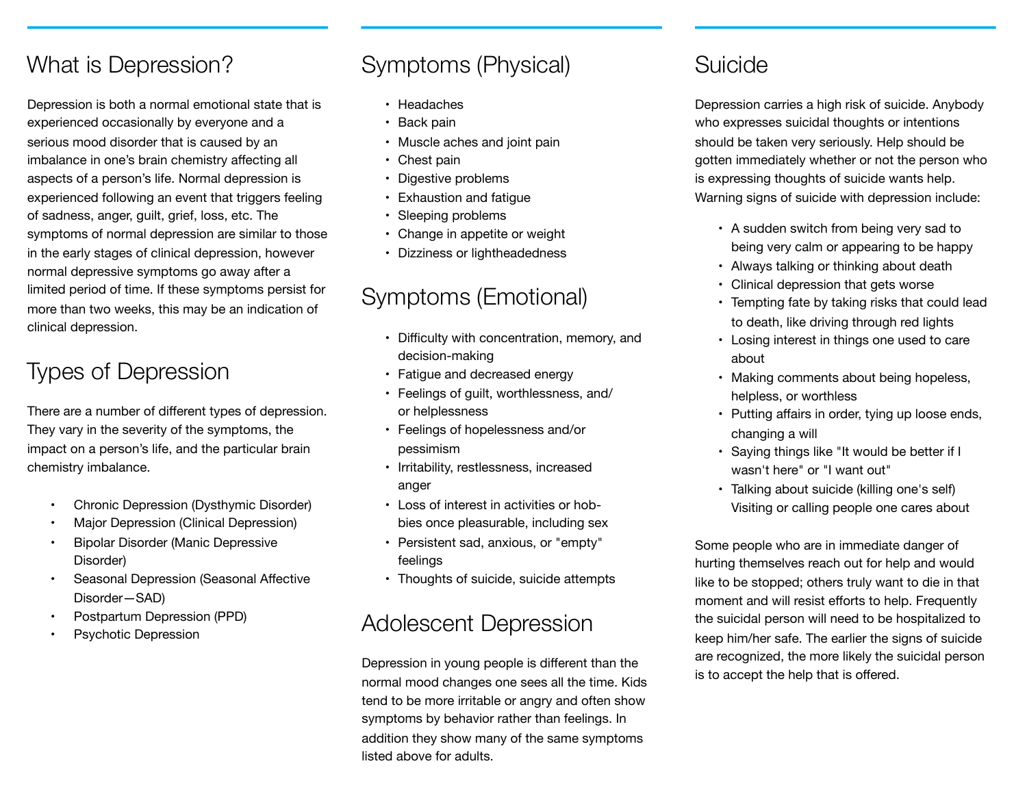## What is Depression?

Depression is both a normal emotional state that is experienced occasionally by everyone and a serious mood disorder that is caused by an imbalance in one's brain chemistry affecting all aspects of a person's life. Normal depression is experienced following an event that triggers feeling of sadness, anger, guilt, grief, loss, etc. The symptoms of normal depression are similar to those in the early stages of clinical depression, however normal depressive symptoms go away after a limited period of time. If these symptoms persist for more than two weeks, this may be an indication of clinical depression.

## Types of Depression

There are a number of different types of depression. They vary in the severity of the symptoms, the impact on a person's life, and the particular brain chemistry imbalance.

- Chronic Depression (Dysthymic Disorder)
- Major Depression (Clinical Depression)
- Bipolar Disorder (Manic Depressive Disorder)
- Seasonal Depression (Seasonal Affective Disorder—SAD)
- Postpartum Depression (PPD)
- Psychotic Depression

## Symptoms (Physical)

- Headaches
- Back pain
- Muscle aches and joint pain
- Chest pain
- Digestive problems
- Exhaustion and fatigue
- Sleeping problems
- Change in appetite or weight
- Dizziness or lightheadedness

## Symptoms (Emotional)

- Difficulty with concentration, memory, and decision-making
- Fatigue and decreased energy
- Feelings of guilt, worthlessness, and/or helplessness
- Feelings of hopelessness and/or pessimism
- Irritability, restlessness, increased anger
- Loss of interest in activities or hobbies once pleasurable, including sex
- Persistent sad, anxious, or "empty" feelings
- Thoughts of suicide, suicide attempts

## Adolescent Depression

Depression in young people is different than the normal mood changes one sees all the time. Kids tend to be more irritable or angry and often show symptoms by behavior rather than feelings. In addition they show many of the same symptoms listed above for adults.

## Suicide

Depression carries a high risk of suicide. Anybody who expresses suicidal thoughts or intentions should be taken very seriously. Help should be gotten immediately whether or not the person who is expressing thoughts of suicide wants help. Warning signs of suicide with depression include:

- A sudden switch from being very sad to being very calm or appearing to be happy
- Always talking or thinking about death
- Clinical depression that gets worse
- Tempting fate by taking risks that could lead to death, like driving through red lights
- Losing interest in things one used to care about
- Making comments about being hopeless, helpless, or worthless
- Putting affairs in order, tying up loose ends, changing a will
- Saying things like "It would be better if I wasn't here" or "I want out"
- Talking about suicide (killing one's self) Visiting or calling people one cares about

Some people who are in immediate danger of hurting themselves reach out for help and would like to be stopped; others truly want to die in that moment and will resist efforts to help. Frequently the suicidal person will need to be hospitalized to keep him/her safe. The earlier the signs of suicide are recognized, the more likely the suicidal person is to accept the help that is offered.